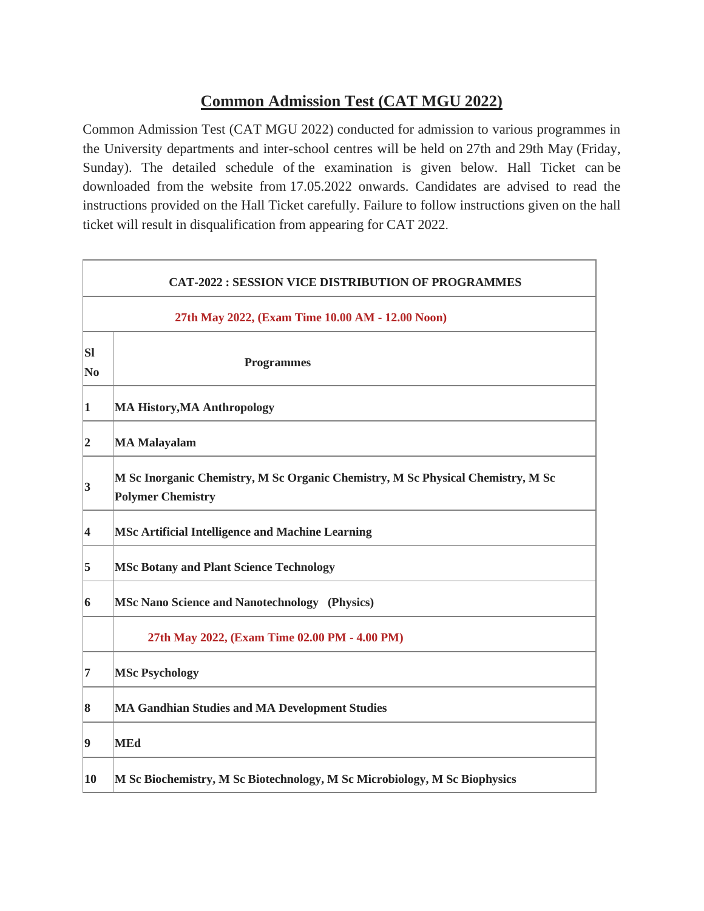# Common Admission Test (CAT MGU 2022)

Common Admission Test (CAT MGU 2022) conducted for admission to various programmes in the University departments and inter-school centres will be held on 27th and 29th May (Friday, Sunday). The detailed schedule of the examination is given below. Hall Ticket can be downloaded from the website from 17.05.2022 onwards. Candidates are advised to read the instructions provided on the Hall Ticket carefully. Failure to follow instructions given on the hall ticket will result in disqualification from appearing for CAT 2022.

| CAT-2022 : SESSION VICE DISTRIBUTION OF PROGRAMMES | |
|---|---|
| **27th May 2022, (Exam Time 10.00 AM - 12.00 Noon)** | |
| **Sl No** | **Programmes** |
| **1** | **MA History,MA Anthropology** |
| **2** | **MA Malayalam** |
| **3** | **M Sc Inorganic Chemistry, M Sc Organic Chemistry, M Sc Physical Chemistry, M Sc Polymer Chemistry** |
| **4** | **MSc Artificial Intelligence and Machine Learning** |
| **5** | **MSc Botany and Plant Science Technology** |
| **6** | **MSc Nano Science and Nanotechnology (Physics)** |
| | **27th May 2022, (Exam Time 02.00 PM - 4.00 PM)** |
| **7** | **MSc Psychology** |
| **8** | **MA Gandhian Studies and MA Development Studies** |
| **9** | **MEd** |
| **10** | **M Sc Biochemistry, M Sc Biotechnology, M Sc Microbiology, M Sc Biophysics** |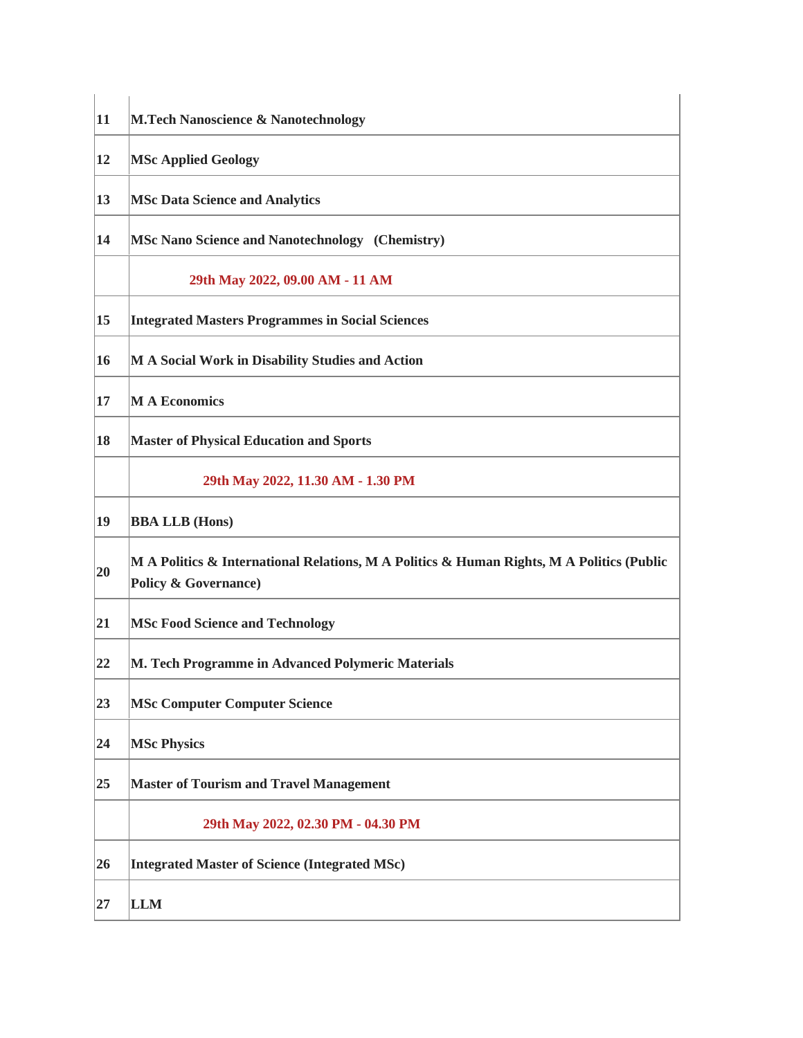| | |
|---|---|
| **11** | **M.Tech Nanoscience & Nanotechnology** |
| **12** | **MSc Applied Geology** |
| **13** | **MSc Data Science and Analytics** |
| **14** | **MSc Nano Science and Nanotechnology (Chemistry)** |
| | **29th May 2022, 09.00 AM - 11 AM** |
| **15** | **Integrated Masters Programmes in Social Sciences** |
| **16** | **M A Social Work in Disability Studies and Action** |
| **17** | **M A Economics** |
| **18** | **Master of Physical Education and Sports** |
| | **29th May 2022, 11.30 AM - 1.30 PM** |
| **19** | **BBA LLB (Hons)** |
| **20** | **M A Politics & International Relations, M A Politics & Human Rights, M A Politics (Public Policy & Governance)** |
| **21** | **MSc Food Science and Technology** |
| **22** | **M. Tech Programme in Advanced Polymeric Materials** |
| **23** | **MSc Computer Computer Science** |
| **24** | **MSc Physics** |
| **25** | **Master of Tourism and Travel Management** |
| | **29th May 2022, 02.30 PM - 04.30 PM** |
| **26** | **Integrated Master of Science (Integrated MSc)** |
| **27** | **LLM** |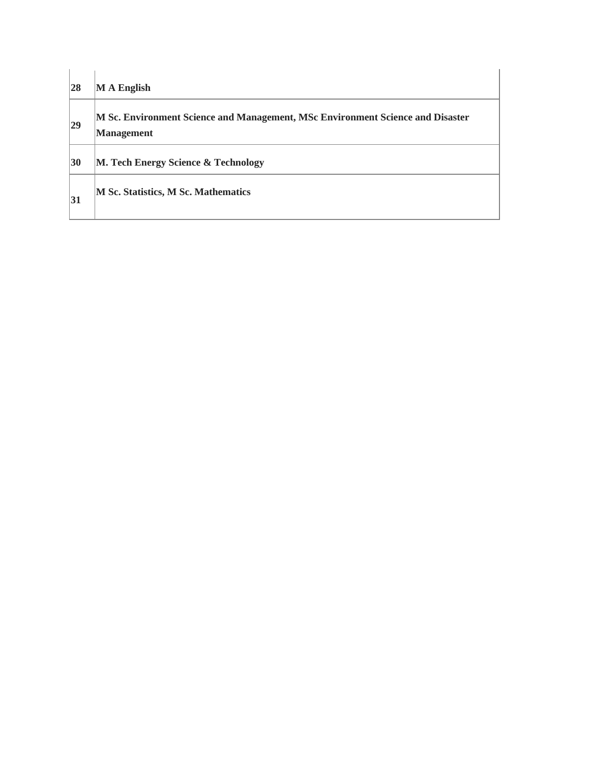| | |
|---|---|
| **28** | **M A English** |
| **29** | **M Sc. Environment Science and Management, MSc Environment Science and Disaster Management** |
| **30** | **M. Tech Energy Science & Technology** |
| **31** | **M Sc. Statistics, M Sc. Mathematics** |